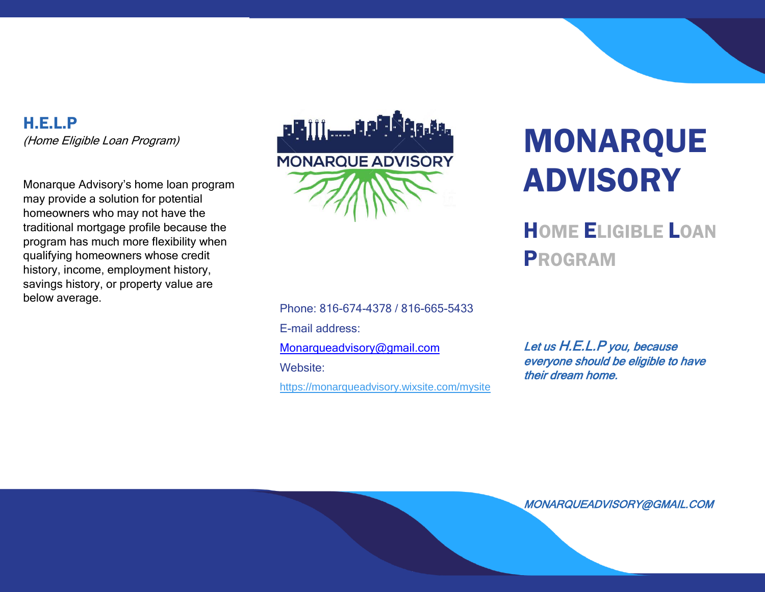## H.E.L.P

*(Home Eligible Loan Program)*

Monarque Advisory's home loan program may provide a solution for potential homeowners who may not have the traditional mortgage profile because the program has much more flexibility when qualifying homeowners whose credit history, income, employment history, savings history, or property value are below average.

MONARQUE ADVISORY

Phone: 816-674-4378 / 816-665-5433

E-mail address:

[Monarqueadvisory@gmail.com](mailto:Monarqueadvisory@gmail.com)

Website:

[https://monarqueadvisory.wixsite.com/mysite](https://monarqueadvisory.wixsite.com/mysite)

# MONARQUE ADVISORY

## HOME ELIGIBLE LOAN PROGRAM

***Let us H.E.L.P you, because everyone should be eligible to have their dream home.***

*MONARQUEADVISORY@GMAIL.COM*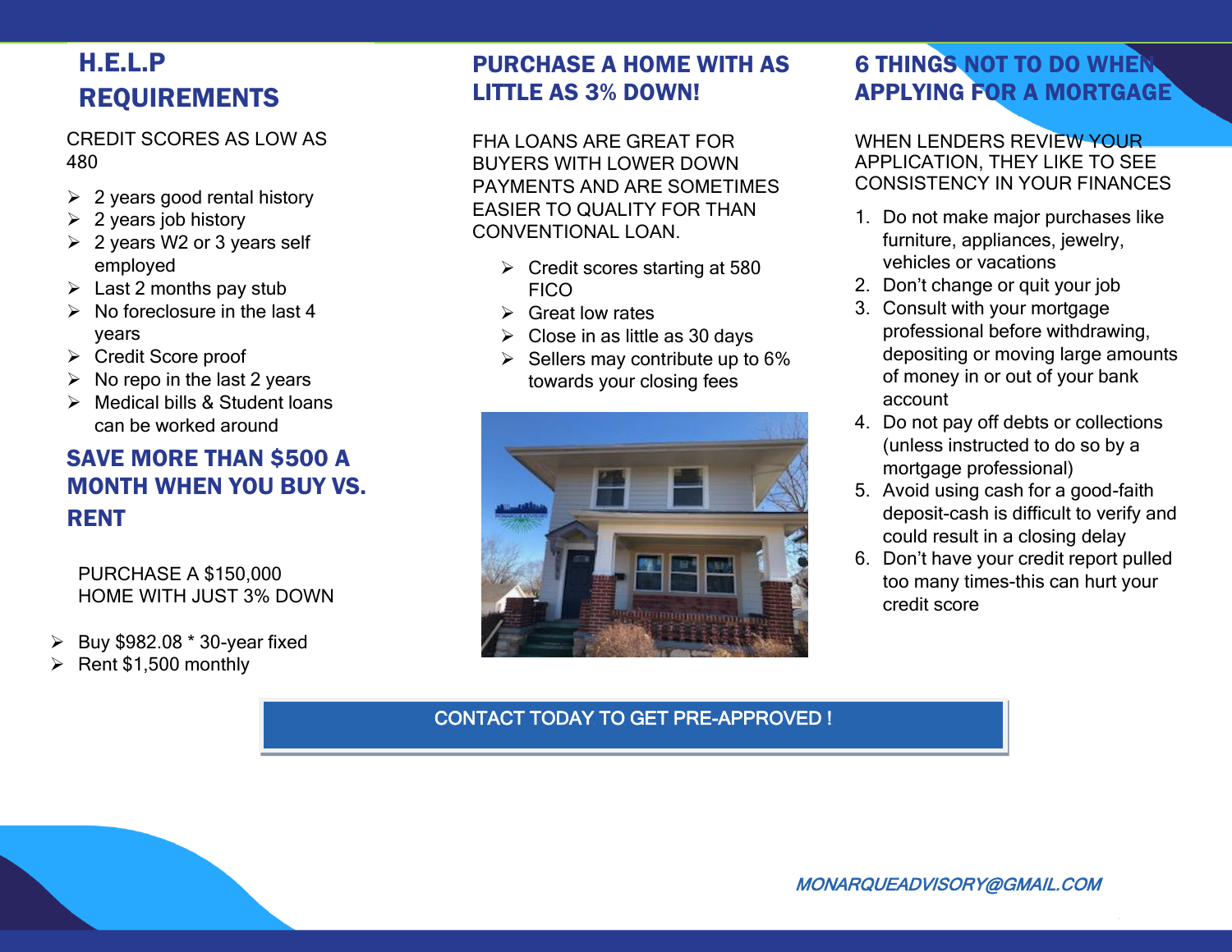## H.E.L.P REQUIREMENTS

CREDIT SCORES AS LOW AS 480

- 2 years good rental history
- 2 years job history
- 2 years W2 or 3 years self employed
- Last 2 months pay stub
- No foreclosure in the last 4 years
- Credit Score proof
- No repo in the last 2 years
- Medical bills & Student loans can be worked around

## SAVE MORE THAN $500 A MONTH WHEN YOU BUY VS. RENT

PURCHASE A $150,000 HOME WITH JUST 3% DOWN

- Buy $982.08 * 30-year fixed
- Rent $1,500 monthly

## PURCHASE A HOME WITH AS LITTLE AS 3% DOWN!

FHA LOANS ARE GREAT FOR BUYERS WITH LOWER DOWN PAYMENTS AND ARE SOMETIMES EASIER TO QUALITY FOR THAN CONVENTIONAL LOAN.

- Credit scores starting at 580 FICO
- Great low rates
- Close in as little as 30 days
- Sellers may contribute up to 6% towards your closing fees

## 6 THINGS NOT TO DO WHEN APPLYING FOR A MORTGAGE

WHEN LENDERS REVIEW YOUR APPLICATION, THEY LIKE TO SEE CONSISTENCY IN YOUR FINANCES

1. Do not make major purchases like furniture, appliances, jewelry, vehicles or vacations
2. Don't change or quit your job
3. Consult with your mortgage professional before withdrawing, depositing or moving large amounts of money in or out of your bank account
4. Do not pay off debts or collections (unless instructed to do so by a mortgage professional)
5. Avoid using cash for a good-faith deposit-cash is difficult to verify and could result in a closing delay
6. Don't have your credit report pulled too many times-this can hurt your credit score

**CONTACT TODAY TO GET PRE-APPROVED !**

*MONARQUEADVISORY@GMAIL.COM*